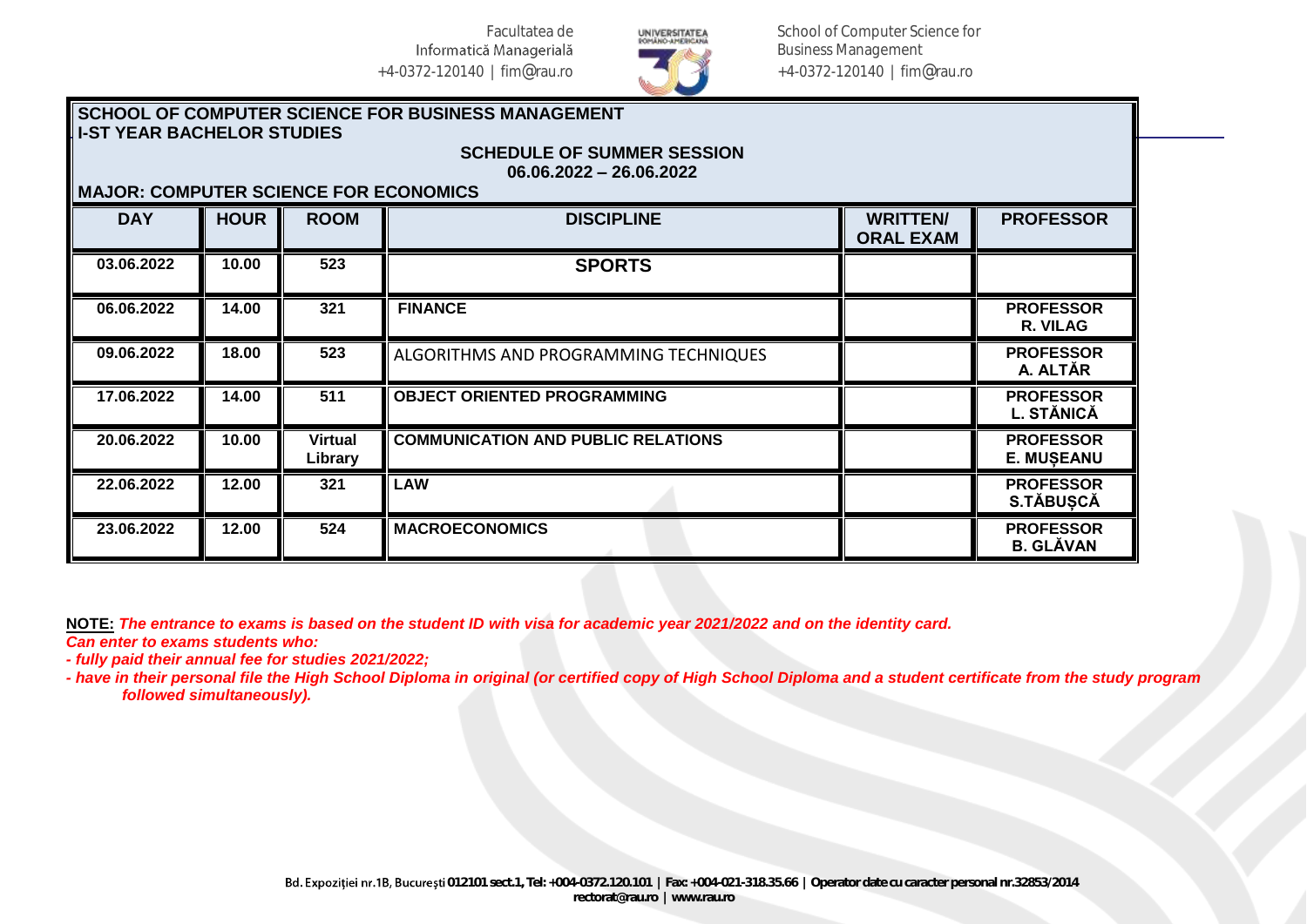SCHOOL OF COMPUTER SCIENCE FOR BUSINESS MANAGEMENT
I-ST YEAR BACHELOR STUDIES

**SCHEDULE OF SUMMER SESSION**
**06.06.2022 – 26.06.2022**

**MAJOR: COMPUTER SCIENCE FOR ECONOMICS**

| DAY | HOUR | ROOM | DISCIPLINE | WRITTEN/ ORAL EXAM | PROFESSOR |
|---|---|---|---|---|---|
| 03.06.2022 | 10.00 | 523 | SPORTS | | |
| 06.06.2022 | 14.00 | 321 | FINANCE | | PROFESSOR R. VILAG |
| 09.06.2022 | 18.00 | 523 | ALGORITHMS AND PROGRAMMING TECHNIQUES | | PROFESSOR A. ALTĂR |
| 17.06.2022 | 14.00 | 511 | OBJECT ORIENTED PROGRAMMING | | PROFESSOR L. STĂNICĂ |
| 20.06.2022 | 10.00 | Virtual Library | COMMUNICATION AND PUBLIC RELATIONS | | PROFESSOR E. MUȘEANU |
| 22.06.2022 | 12.00 | 321 | LAW | | PROFESSOR S.TĂBUȘCĂ |
| 23.06.2022 | 12.00 | 524 | MACROECONOMICS | | PROFESSOR B. GLĂVAN |

**NOTE:** ***The entrance to exams is based on the student ID with visa for academic year 2021/2022 and on the identity card.***
***Can enter to exams students who:***
***- fully paid their annual fee for studies 2021/2022;***
***- have in their personal file the High School Diploma in original (or certified copy of High School Diploma and a student certificate from the study program followed simultaneously).***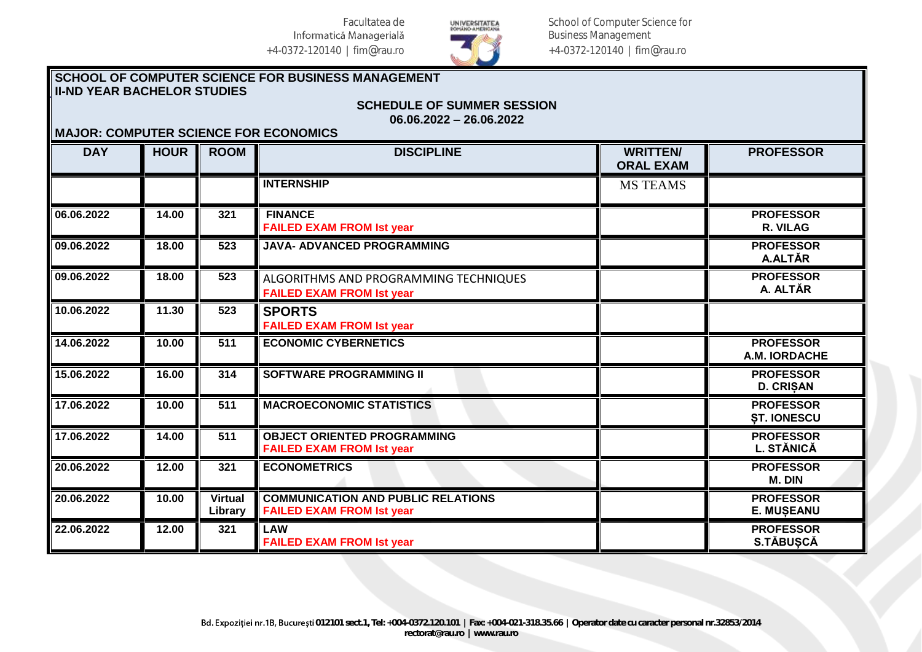**SCHOOL OF COMPUTER SCIENCE FOR BUSINESS MANAGEMENT**
**II-ND YEAR BACHELOR STUDIES**

**SCHEDULE OF SUMMER SESSION**
**06.06.2022 – 26.06.2022**

**MAJOR: COMPUTER SCIENCE FOR ECONOMICS**

| DAY | HOUR | ROOM | DISCIPLINE | WRITTEN/ ORAL EXAM | PROFESSOR |
|---|---|---|---|---|---|
| | | | INTERNSHIP | MS TEAMS | |
| 06.06.2022 | 14.00 | 321 | FINANCE<br>FAILED EXAM FROM Ist year | | PROFESSOR R. VILAG |
| 09.06.2022 | 18.00 | 523 | JAVA- ADVANCED PROGRAMMING | | PROFESSOR A.ALTĂR |
| 09.06.2022 | 18.00 | 523 | ALGORITHMS AND PROGRAMMING TECHNIQUES<br>FAILED EXAM FROM Ist year | | PROFESSOR A. ALTĂR |
| 10.06.2022 | 11.30 | 523 | SPORTS<br>FAILED EXAM FROM Ist year | | |
| 14.06.2022 | 10.00 | 511 | ECONOMIC CYBERNETICS | | PROFESSOR A.M. IORDACHE |
| 15.06.2022 | 16.00 | 314 | SOFTWARE PROGRAMMING II | | PROFESSOR D. CRIȘAN |
| 17.06.2022 | 10.00 | 511 | MACROECONOMIC STATISTICS | | PROFESSOR ȘT. IONESCU |
| 17.06.2022 | 14.00 | 511 | OBJECT ORIENTED PROGRAMMING<br>FAILED EXAM FROM Ist year | | PROFESSOR L. STĂNICĂ |
| 20.06.2022 | 12.00 | 321 | ECONOMETRICS | | PROFESSOR M. DIN |
| 20.06.2022 | 10.00 | Virtual Library | COMMUNICATION AND PUBLIC RELATIONS<br>FAILED EXAM FROM Ist year | | PROFESSOR E. MUȘEANU |
| 22.06.2022 | 12.00 | 321 | LAW<br>FAILED EXAM FROM Ist year | | PROFESSOR S.TĂBUȘCĂ |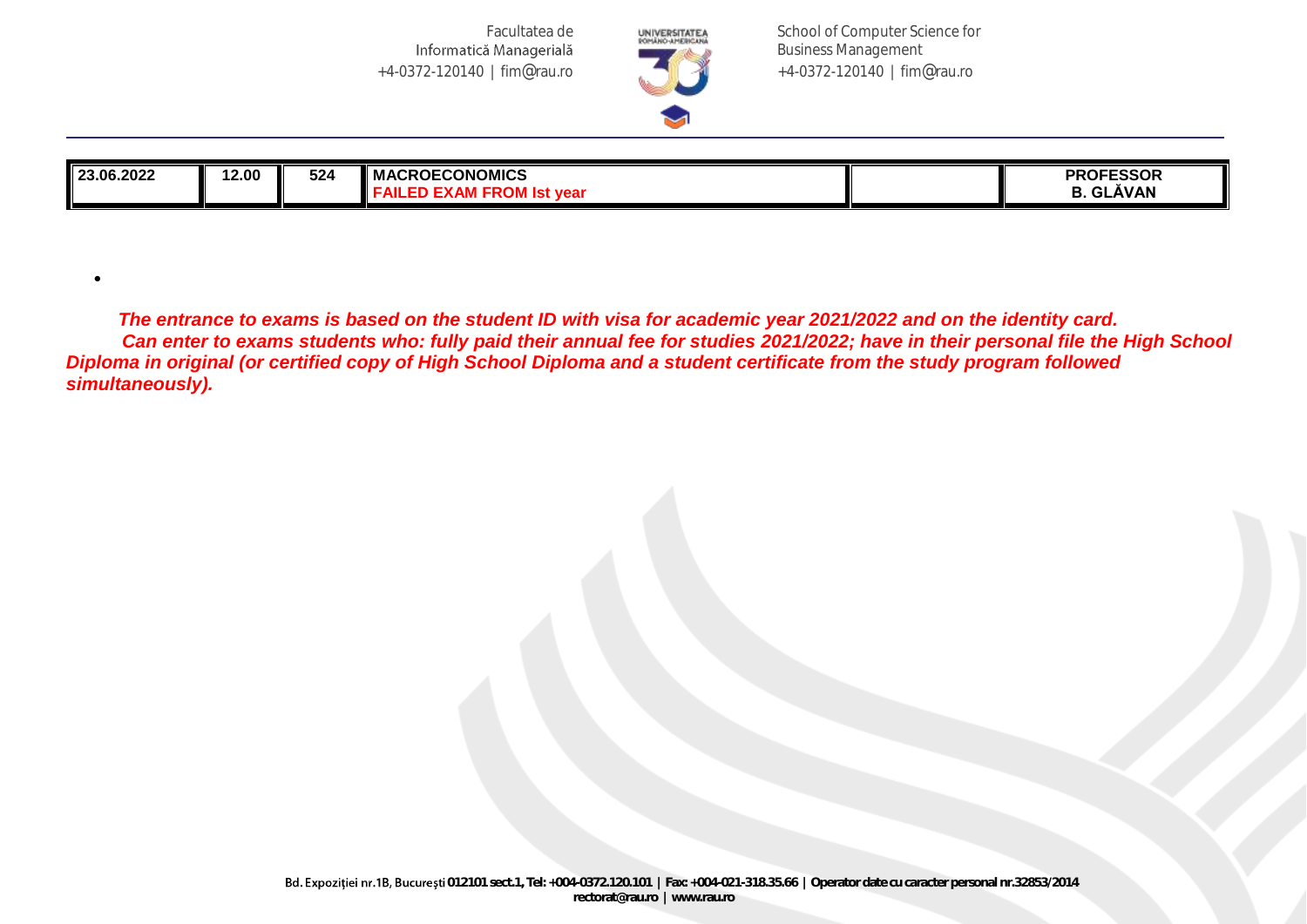| 23.06.2022 | 12.00 | 524 | MACROECONOMICS<br>FAILED EXAM FROM Ist year | | PROFESSOR<br>B. GLĂVAN |
|---|---|---|---|---|---|

- 

***The entrance to exams is based on the student ID with visa for academic year 2021/2022 and on the identity card.***
***Can enter to exams students who: fully paid their annual fee for studies 2021/2022; have in their personal file the High School Diploma in original (or certified copy of High School Diploma and a student certificate from the study program followed simultaneously).***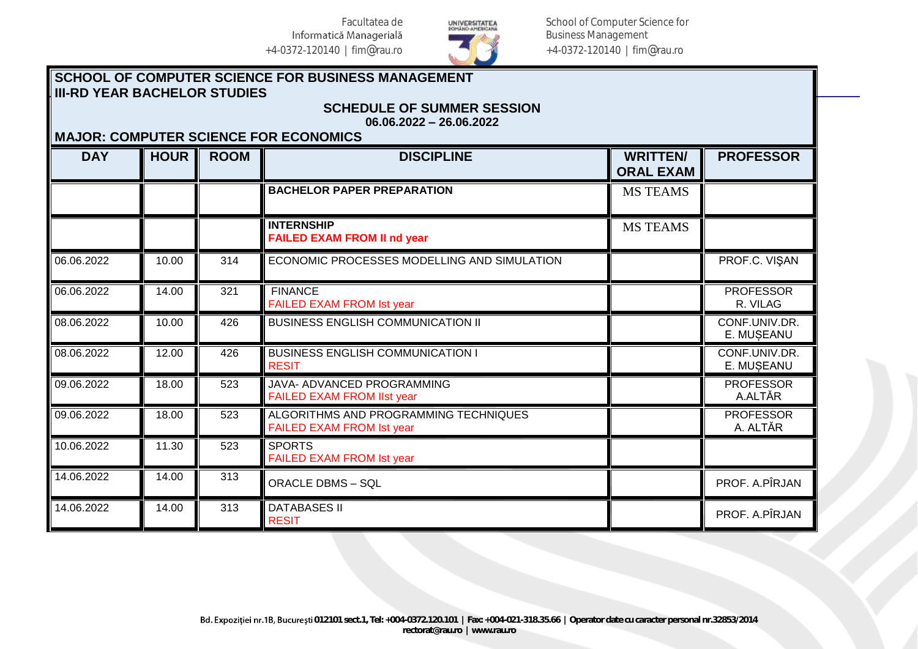SCHOOL OF COMPUTER SCIENCE FOR BUSINESS MANAGEMENT
III-RD YEAR BACHELOR STUDIES

## SCHEDULE OF SUMMER SESSION
**06.06.2022 – 26.06.2022**

**MAJOR: COMPUTER SCIENCE FOR ECONOMICS**

| DAY | HOUR | ROOM | DISCIPLINE | WRITTEN/ ORAL EXAM | PROFESSOR |
|---|---|---|---|---|---|
| | | | **BACHELOR PAPER PREPARATION** | MS TEAMS | |
| | | | **INTERNSHIP** **FAILED EXAM FROM II nd year** | MS TEAMS | |
| 06.06.2022 | 10.00 | 314 | ECONOMIC PROCESSES MODELLING AND SIMULATION | | PROF.C. VIŞAN |
| 06.06.2022 | 14.00 | 321 | FINANCE FAILED EXAM FROM Ist year | | PROFESSOR R. VILAG |
| 08.06.2022 | 10.00 | 426 | BUSINESS ENGLISH COMMUNICATION II | | CONF.UNIV.DR. E. MUȘEANU |
| 08.06.2022 | 12.00 | 426 | BUSINESS ENGLISH COMMUNICATION I RESIT | | CONF.UNIV.DR. E. MUȘEANU |
| 09.06.2022 | 18.00 | 523 | JAVA- ADVANCED PROGRAMMING FAILED EXAM FROM IIst year | | PROFESSOR A.ALTĂR |
| 09.06.2022 | 18.00 | 523 | ALGORITHMS AND PROGRAMMING TECHNIQUES FAILED EXAM FROM Ist year | | PROFESSOR A. ALTĂR |
| 10.06.2022 | 11.30 | 523 | SPORTS FAILED EXAM FROM Ist year | | |
| 14.06.2022 | 14.00 | 313 | ORACLE DBMS – SQL | | PROF. A.PÎRJAN |
| 14.06.2022 | 14.00 | 313 | DATABASES II RESIT | | PROF. A.PÎRJAN |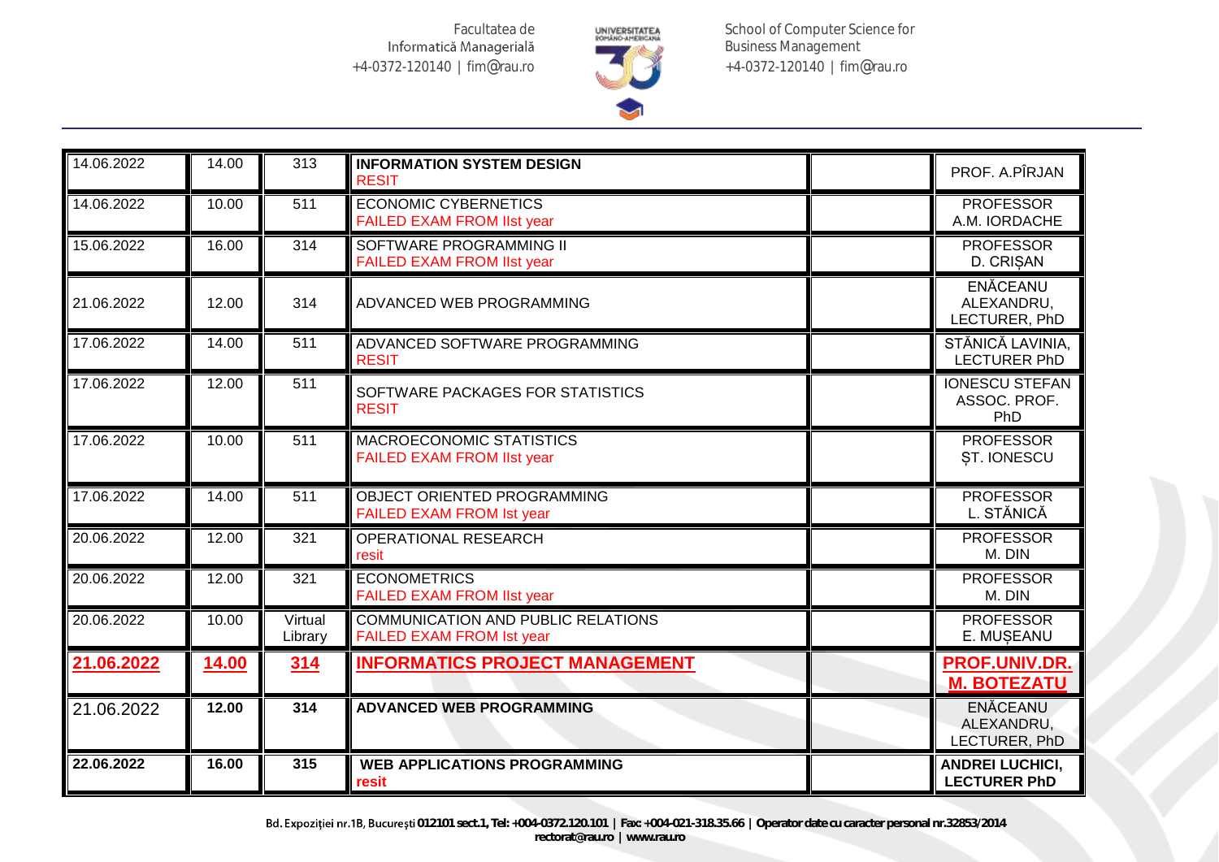| 14.06.2022 | 14.00 | 313 | **INFORMATION SYSTEM DESIGN** RESIT | | PROF. A.PÎRJAN |
|---|---|---|---|---|---|
| 14.06.2022 | 10.00 | 511 | ECONOMIC CYBERNETICS FAILED EXAM FROM IIst year | | PROFESSOR A.M. IORDACHE |
| 15.06.2022 | 16.00 | 314 | SOFTWARE PROGRAMMING II FAILED EXAM FROM IIst year | | PROFESSOR D. CRIȘAN |
| 21.06.2022 | 12.00 | 314 | ADVANCED WEB PROGRAMMING | | ENĂCEANU ALEXANDRU, LECTURER, PhD |
| 17.06.2022 | 14.00 | 511 | ADVANCED SOFTWARE PROGRAMMING RESIT | | STĂNICĂ LAVINIA, LECTURER PhD |
| 17.06.2022 | 12.00 | 511 | SOFTWARE PACKAGES FOR STATISTICS RESIT | | IONESCU STEFAN ASSOC. PROF. PhD |
| 17.06.2022 | 10.00 | 511 | MACROECONOMIC STATISTICS FAILED EXAM FROM IIst year | | PROFESSOR ȘT. IONESCU |
| 17.06.2022 | 14.00 | 511 | OBJECT ORIENTED PROGRAMMING FAILED EXAM FROM Ist year | | PROFESSOR L. STĂNICĂ |
| 20.06.2022 | 12.00 | 321 | OPERATIONAL RESEARCH resit | | PROFESSOR M. DIN |
| 20.06.2022 | 12.00 | 321 | ECONOMETRICS FAILED EXAM FROM IIst year | | PROFESSOR M. DIN |
| 20.06.2022 | 10.00 | Virtual Library | COMMUNICATION AND PUBLIC RELATIONS FAILED EXAM FROM Ist year | | PROFESSOR E. MUȘEANU |
| **21.06.2022** | **14.00** | **314** | **INFORMATICS PROJECT MANAGEMENT** | | **PROF.UNIV.DR. M. BOTEZATU** |
| 21.06.2022 | **12.00** | **314** | **ADVANCED WEB PROGRAMMING** | | ENĂCEANU ALEXANDRU, LECTURER, PhD |
| **22.06.2022** | **16.00** | **315** | **WEB APPLICATIONS PROGRAMMING** resit | | **ANDREI LUCHICI, LECTURER PhD** |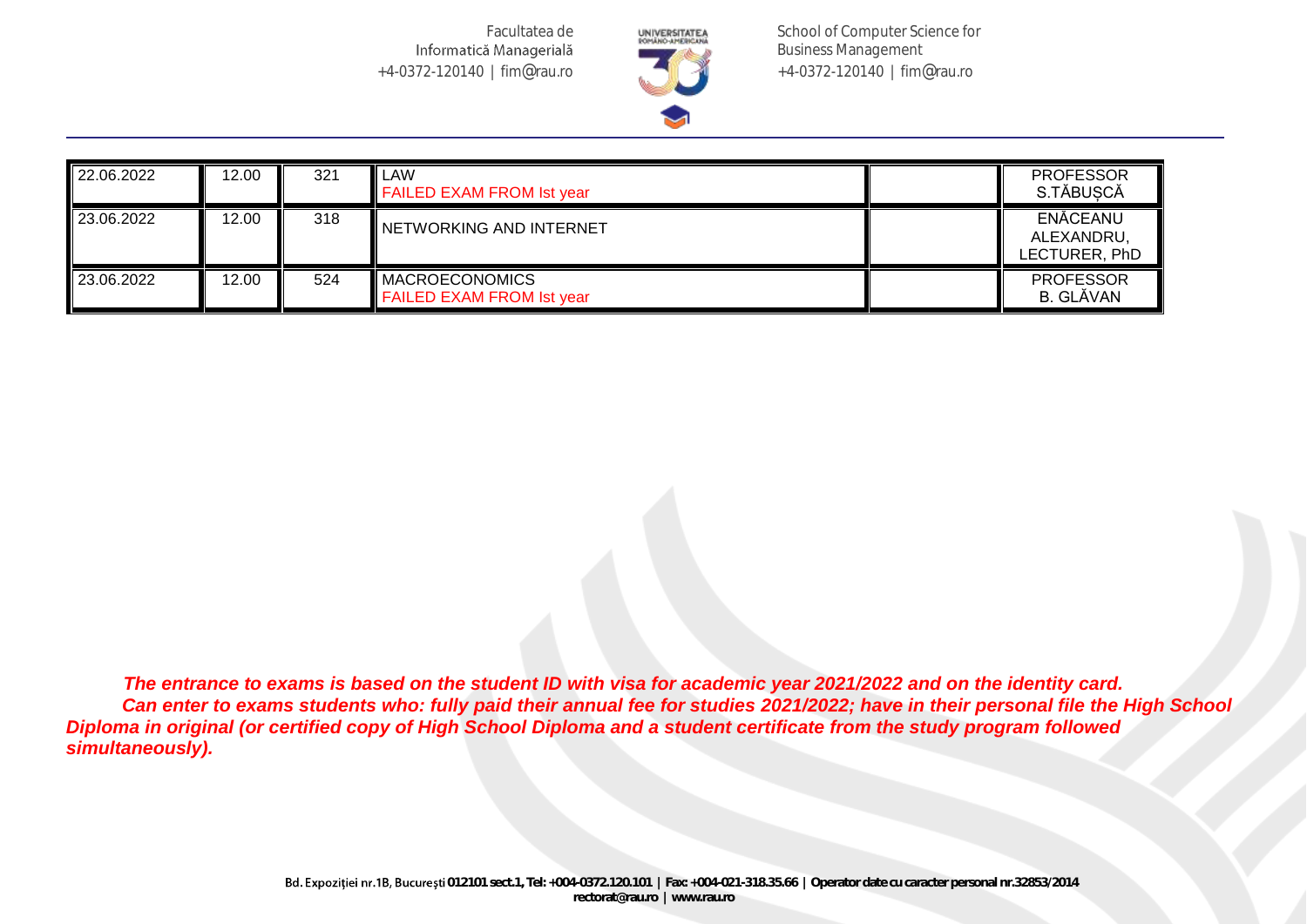| | | | | | |
|---|---|---|---|---|---|
| 22.06.2022 | 12.00 | 321 | LAW<br>FAILED EXAM FROM Ist year | | PROFESSOR S.TĂBUȘCĂ |
| 23.06.2022 | 12.00 | 318 | NETWORKING AND INTERNET | | ENĂCEANU ALEXANDRU, LECTURER, PhD |
| 23.06.2022 | 12.00 | 524 | MACROECONOMICS<br>FAILED EXAM FROM Ist year | | PROFESSOR B. GLĂVAN |

***The entrance to exams is based on the student ID with visa for academic year 2021/2022 and on the identity card.***

***Can enter to exams students who: fully paid their annual fee for studies 2021/2022; have in their personal file the High School Diploma in original (or certified copy of High School Diploma and a student certificate from the study program followed simultaneously).***